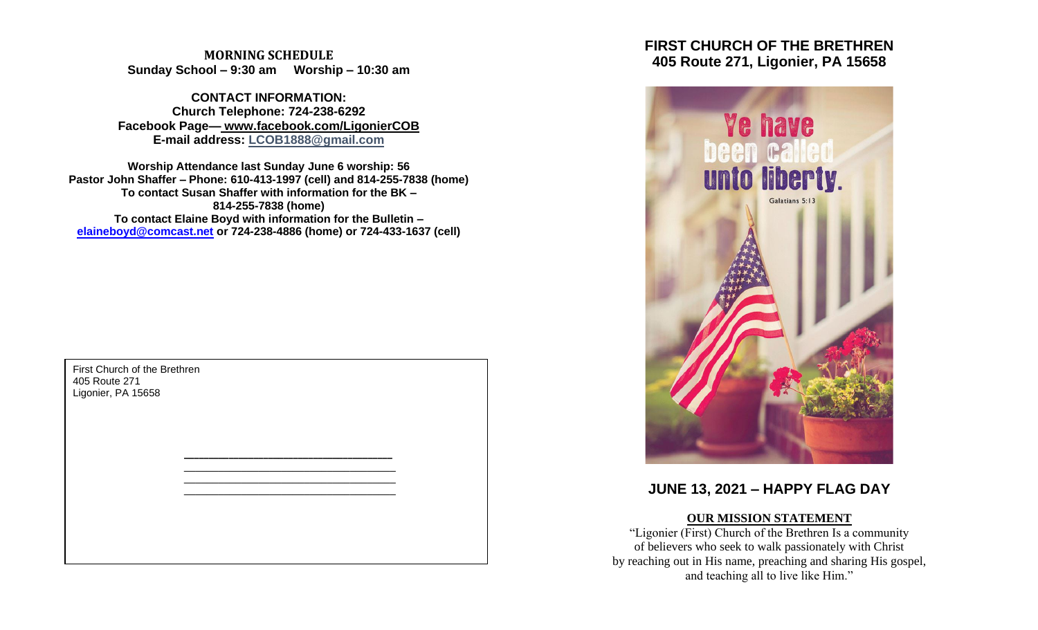**MORNING SCHEDULE**

**Sunday School – 9:30 am Worship – 10:30 am**

**CONTACT INFORMATION:**

**Church Telephone: 724-238-6292**

**Facebook Page— www.facebook.com/LigonierCOB**

**E-mail address: LCOB1888@gmail.com**

**Worship Attendance last Sunday June 6 worship: 56**

**Pastor John Shaffer – Phone: 610-413-1997 (cell) and 814-255-7838 (home)**

**To contact Susan Shaffer with information for the BK – 814-255-7838 (home)**

**To contact Elaine Boyd with information for the Bulletin – elaineboyd@comcast.net or 724-238-4886 (home) or 724-433-1637 (cell)**

First Church of the Brethren
405 Route 271
Ligonier, PA 15658

# FIRST CHURCH OF THE BRETHREN
## 405 Route 271, Ligonier, PA 15658

Ye have been called unto liberty.
Galatians 5:13

## JUNE 13, 2021 – HAPPY FLAG DAY

**OUR MISSION STATEMENT**

"Ligonier (First) Church of the Brethren Is a community of believers who seek to walk passionately with Christ by reaching out in His name, preaching and sharing His gospel, and teaching all to live like Him."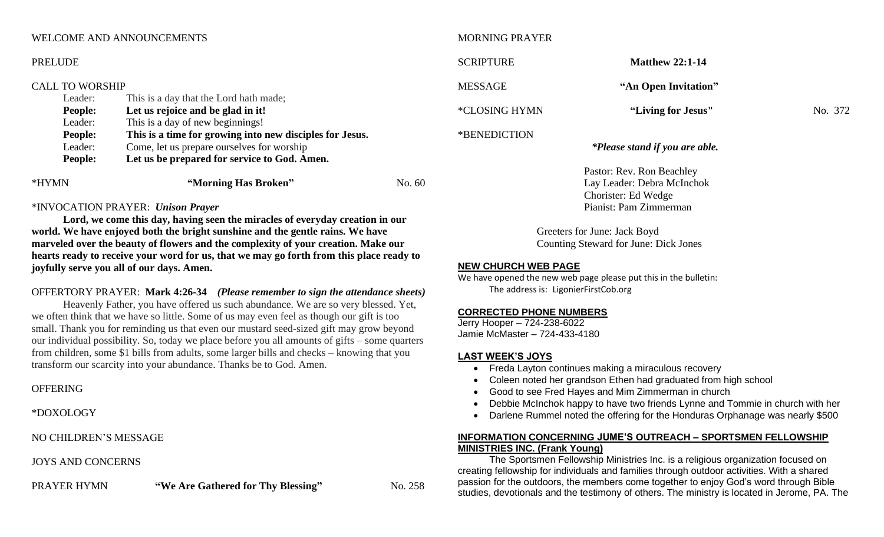WELCOME AND ANNOUNCEMENTS

PRELUDE

CALL TO WORSHIP

Leader: This is a day that the Lord hath made;
**People: Let us rejoice and be glad in it!**
Leader: This is a day of new beginnings!
**People: This is a time for growing into new disciples for Jesus.**
Leader: Come, let us prepare ourselves for worship
**People: Let us be prepared for service to God. Amen.**

*HYMN **"Morning Has Broken"** No. 60

*INVOCATION PRAYER: ***Unison Prayer***

**Lord, we come this day, having seen the miracles of everyday creation in our world. We have enjoyed both the bright sunshine and the gentle rains. We have marveled over the beauty of flowers and the complexity of your creation. Make our hearts ready to receive your word for us, that we may go forth from this place ready to joyfully serve you all of our days. Amen.**

OFFERTORY PRAYER: **Mark 4:26-34** ***(Please remember to sign the attendance sheets)***

Heavenly Father, you have offered us such abundance. We are so very blessed. Yet, we often think that we have so little. Some of us may even feel as though our gift is too small. Thank you for reminding us that even our mustard seed-sized gift may grow beyond our individual possibility. So, today we place before you all amounts of gifts – some quarters from children, some $1 bills from adults, some larger bills and checks – knowing that you transform our scarcity into your abundance. Thanks be to God. Amen.

OFFERING

*DOXOLOGY

NO CHILDREN'S MESSAGE

JOYS AND CONCERNS

PRAYER HYMN **"We Are Gathered for Thy Blessing"** No. 258

MORNING PRAYER

SCRIPTURE **Matthew 22:1-14**

MESSAGE **"An Open Invitation"**

*CLOSING HYMN **"Living for Jesus"** No. 372

*BENEDICTION

***Please stand if you are able.***

Pastor: Rev. Ron Beachley
Lay Leader: Debra McInchok
Chorister: Ed Wedge
Pianist: Pam Zimmerman

Greeters for June: Jack Boyd
Counting Steward for June: Dick Jones

**NEW CHURCH WEB PAGE**

We have opened the new web page please put this in the bulletin:
The address is: LigonierFirstCob.org

**CORRECTED PHONE NUMBERS**

Jerry Hooper – 724-238-6022
Jamie McMaster – 724-433-4180

**LAST WEEK'S JOYS**

- Freda Layton continues making a miraculous recovery
- Coleen noted her grandson Ethen had graduated from high school
- Good to see Fred Hayes and Mim Zimmerman in church
- Debbie McInchok happy to have two friends Lynne and Tommie in church with her
- Darlene Rummel noted the offering for the Honduras Orphanage was nearly $500

**INFORMATION CONCERNING JUME'S OUTREACH – SPORTSMEN FELLOWSHIP MINISTRIES INC. (Frank Young)**

The Sportsmen Fellowship Ministries Inc. is a religious organization focused on creating fellowship for individuals and families through outdoor activities. With a shared passion for the outdoors, the members come together to enjoy God's word through Bible studies, devotionals and the testimony of others. The ministry is located in Jerome, PA. The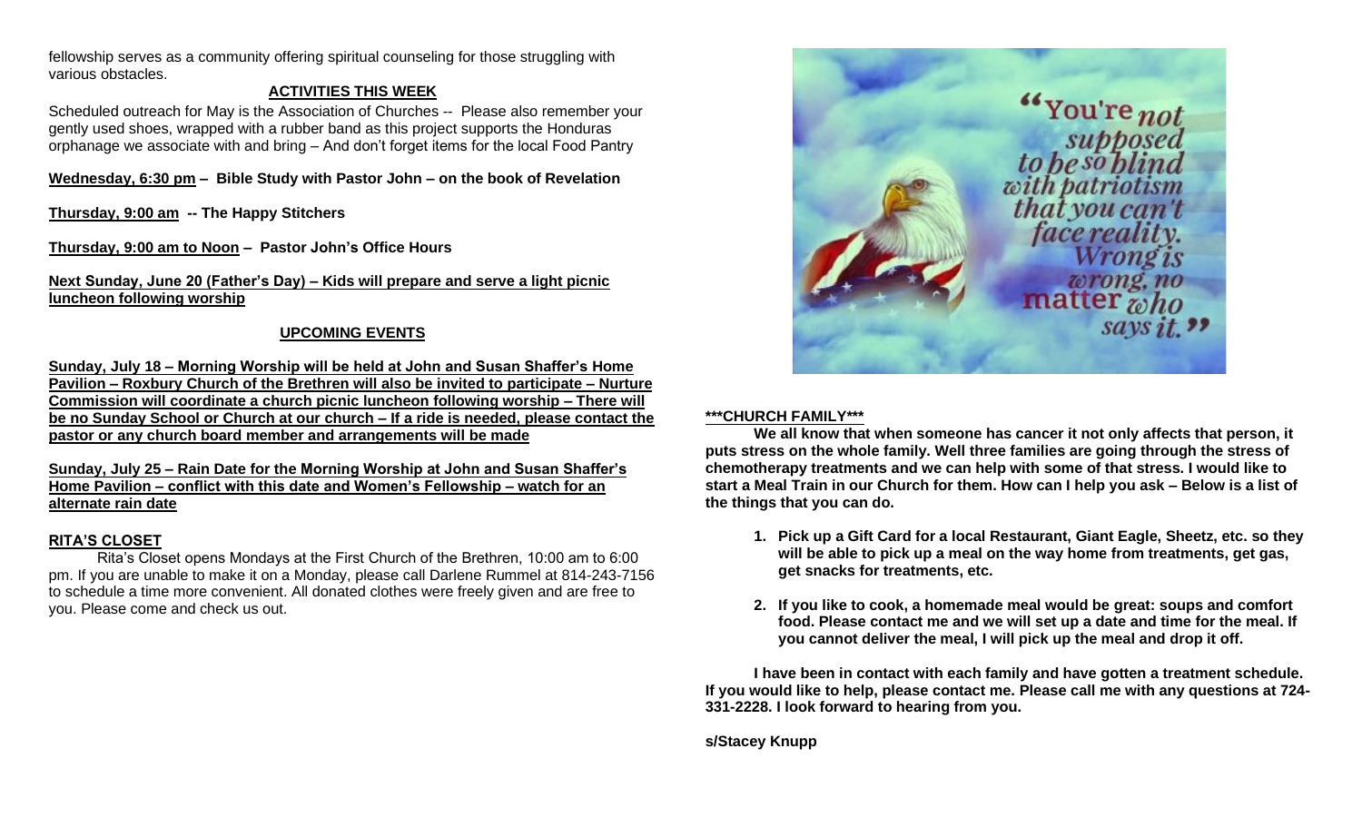fellowship serves as a community offering spiritual counseling for those struggling with various obstacles.

## ACTIVITIES THIS WEEK

Scheduled outreach for May is the Association of Churches -- Please also remember your gently used shoes, wrapped with a rubber band as this project supports the Honduras orphanage we associate with and bring – And don't forget items for the local Food Pantry

**Wednesday, 6:30 pm – Bible Study with Pastor John – on the book of Revelation**

**Thursday, 9:00 am -- The Happy Stitchers**

**Thursday, 9:00 am to Noon – Pastor John's Office Hours**

**Next Sunday, June 20 (Father's Day) – Kids will prepare and serve a light picnic luncheon following worship**

## UPCOMING EVENTS

**Sunday, July 18 – Morning Worship will be held at John and Susan Shaffer's Home Pavilion – Roxbury Church of the Brethren will also be invited to participate – Nurture Commission will coordinate a church picnic luncheon following worship – There will be no Sunday School or Church at our church – If a ride is needed, please contact the pastor or any church board member and arrangements will be made**

**Sunday, July 25 – Rain Date for the Morning Worship at John and Susan Shaffer's Home Pavilion – conflict with this date and Women's Fellowship – watch for an alternate rain date**

## RITA'S CLOSET

Rita's Closet opens Mondays at the First Church of the Brethren, 10:00 am to 6:00 pm. If you are unable to make it on a Monday, please call Darlene Rummel at 814-243-7156 to schedule a time more convenient. All donated clothes were freely given and are free to you. Please come and check us out.

"You're not supposed to be so blind with patriotism that you can't face reality. Wrong is wrong, no matter who says it."

## \*\*\*CHURCH FAMILY\*\*\*

**We all know that when someone has cancer it not only affects that person, it puts stress on the whole family. Well three families are going through the stress of chemotherapy treatments and we can help with some of that stress. I would like to start a Meal Train in our Church for them. How can I help you ask – Below is a list of the things that you can do.**

1. **Pick up a Gift Card for a local Restaurant, Giant Eagle, Sheetz, etc. so they will be able to pick up a meal on the way home from treatments, get gas, get snacks for treatments, etc.**
2. **If you like to cook, a homemade meal would be great: soups and comfort food. Please contact me and we will set up a date and time for the meal. If you cannot deliver the meal, I will pick up the meal and drop it off.**

**I have been in contact with each family and have gotten a treatment schedule. If you would like to help, please contact me. Please call me with any questions at 724-331-2228. I look forward to hearing from you.**

**s/Stacey Knupp**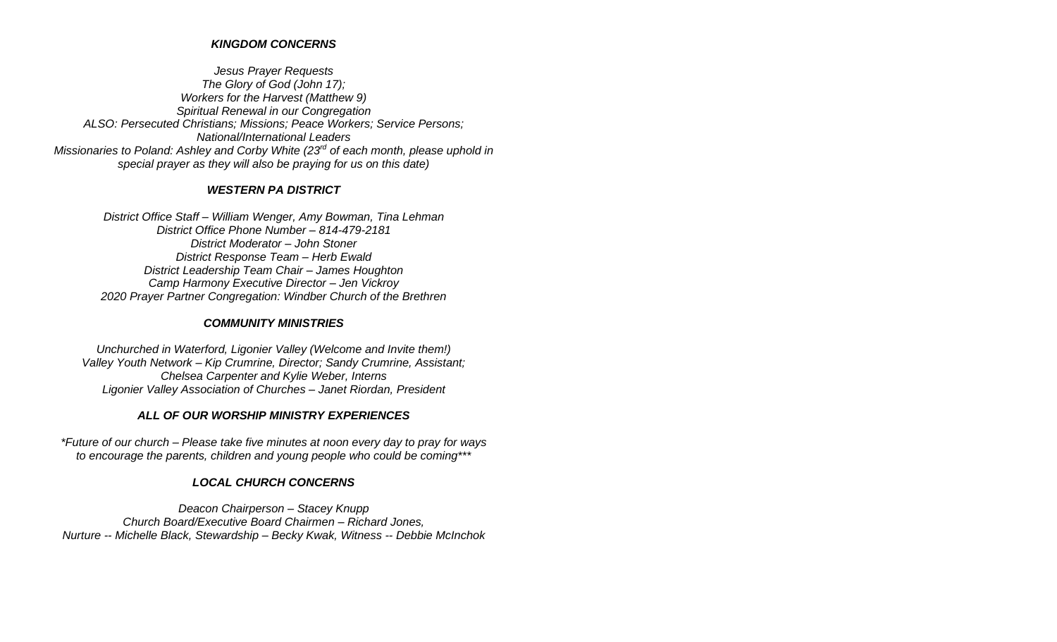***KINGDOM CONCERNS***

*Jesus Prayer Requests*
*The Glory of God (John 17);*
*Workers for the Harvest (Matthew 9)*
*Spiritual Renewal in our Congregation*
*ALSO: Persecuted Christians; Missions; Peace Workers; Service Persons; National/International Leaders*
*Missionaries to Poland: Ashley and Corby White (23rd of each month, please uphold in special prayer as they will also be praying for us on this date)*

***WESTERN PA DISTRICT***

*District Office Staff – William Wenger, Amy Bowman, Tina Lehman*
*District Office Phone Number – 814-479-2181*
*District Moderator – John Stoner*
*District Response Team – Herb Ewald*
*District Leadership Team Chair – James Houghton*
*Camp Harmony Executive Director – Jen Vickroy*
*2020 Prayer Partner Congregation: Windber Church of the Brethren*

***COMMUNITY MINISTRIES***

*Unchurched in Waterford, Ligonier Valley (Welcome and Invite them!)*
*Valley Youth Network – Kip Crumrine, Director; Sandy Crumrine, Assistant; Chelsea Carpenter and Kylie Weber, Interns*
*Ligonier Valley Association of Churches – Janet Riordan, President*

***ALL OF OUR WORSHIP MINISTRY EXPERIENCES***

*\*Future of our church – Please take five minutes at noon every day to pray for ways to encourage the parents, children and young people who could be coming\*\*\**

***LOCAL CHURCH CONCERNS***

*Deacon Chairperson – Stacey Knupp*
*Church Board/Executive Board Chairmen – Richard Jones,*
*Nurture -- Michelle Black, Stewardship – Becky Kwak, Witness -- Debbie McInchok*